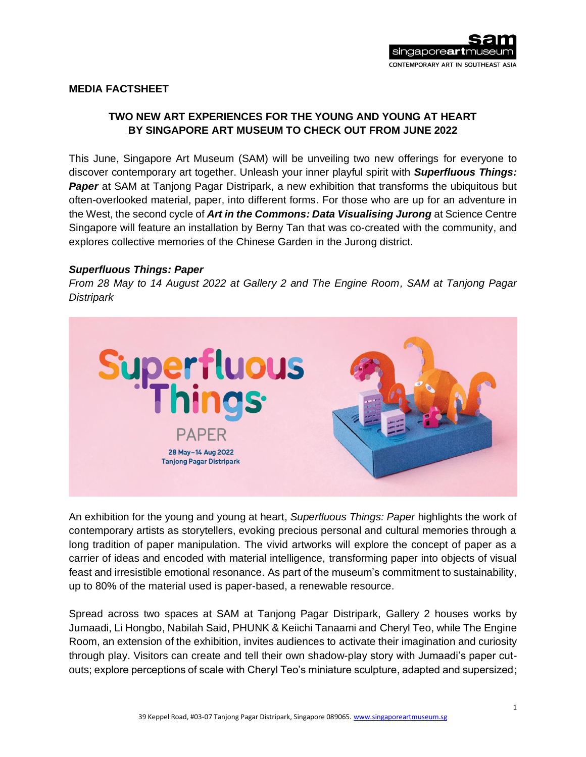**MEDIA FACTSHEET**

## TWO NEW ART EXPERIENCES FOR THE YOUNG AND YOUNG AT HEART BY SINGAPORE ART MUSEUM TO CHECK OUT FROM JUNE 2022

This June, Singapore Art Museum (SAM) will be unveiling two new offerings for everyone to discover contemporary art together. Unleash your inner playful spirit with ***Superfluous Things: Paper*** at SAM at Tanjong Pagar Distripark, a new exhibition that transforms the ubiquitous but often-overlooked material, paper, into different forms. For those who are up for an adventure in the West, the second cycle of ***Art in the Commons: Data Visualising Jurong*** at Science Centre Singapore will feature an installation by Berny Tan that was co-created with the community, and explores collective memories of the Chinese Garden in the Jurong district.

### *Superfluous Things: Paper*

*From 28 May to 14 August 2022 at Gallery 2 and The Engine Room, SAM at Tanjong Pagar Distripark*

An exhibition for the young and young at heart, *Superfluous Things: Paper* highlights the work of contemporary artists as storytellers, evoking precious personal and cultural memories through a long tradition of paper manipulation. The vivid artworks will explore the concept of paper as a carrier of ideas and encoded with material intelligence, transforming paper into objects of visual feast and irresistible emotional resonance. As part of the museum's commitment to sustainability, up to 80% of the material used is paper-based, a renewable resource.

Spread across two spaces at SAM at Tanjong Pagar Distripark, Gallery 2 houses works by Jumaadi, Li Hongbo, Nabilah Said, PHUNK & Keiichi Tanaami and Cheryl Teo, while The Engine Room, an extension of the exhibition, invites audiences to activate their imagination and curiosity through play. Visitors can create and tell their own shadow-play story with Jumaadi's paper cut-outs; explore perceptions of scale with Cheryl Teo's miniature sculpture, adapted and supersized;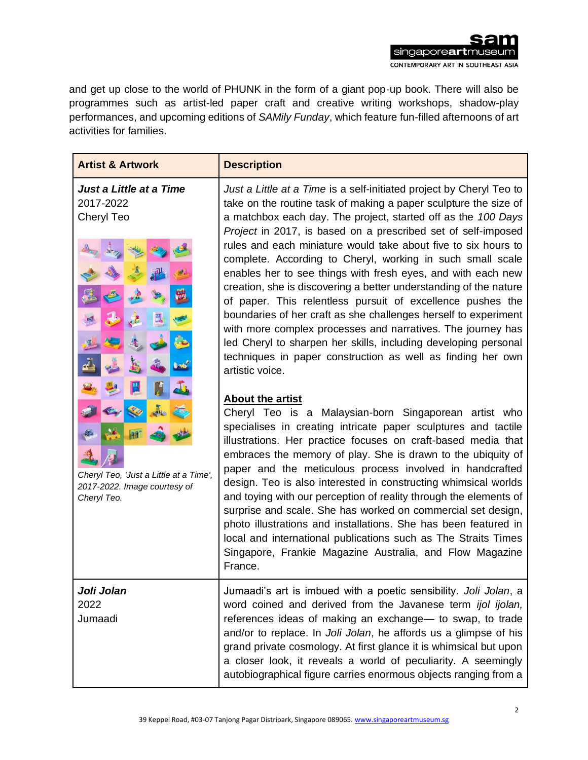and get up close to the world of PHUNK in the form of a giant pop-up book. There will also be programmes such as artist-led paper craft and creative writing workshops, shadow-play performances, and upcoming editions of *SAMily Funday*, which feature fun-filled afternoons of art activities for families.

| Artist & Artwork | Description |
|---|---|
| ***Just a Little at a Time***<br>2017-2022<br>Cheryl Teo<br><br>*Cheryl Teo, 'Just a Little at a Time', 2017-2022. Image courtesy of Cheryl Teo.* | *Just a Little at a Time* is a self-initiated project by Cheryl Teo to take on the routine task of making a paper sculpture the size of a matchbox each day. The project, started off as the *100 Days Project* in 2017, is based on a prescribed set of self-imposed rules and each miniature would take about five to six hours to complete. According to Cheryl, working in such small scale enables her to see things with fresh eyes, and with each new creation, she is discovering a better understanding of the nature of paper. This relentless pursuit of excellence pushes the boundaries of her craft as she challenges herself to experiment with more complex processes and narratives. The journey has led Cheryl to sharpen her skills, including developing personal techniques in paper construction as well as finding her own artistic voice.<br><br>**About the artist**<br>Cheryl Teo is a Malaysian-born Singaporean artist who specialises in creating intricate paper sculptures and tactile illustrations. Her practice focuses on craft-based media that embraces the memory of play. She is drawn to the ubiquity of paper and the meticulous process involved in handcrafted design. Teo is also interested in constructing whimsical worlds and toying with our perception of reality through the elements of surprise and scale. She has worked on commercial set design, photo illustrations and installations. She has been featured in local and international publications such as The Straits Times Singapore, Frankie Magazine Australia, and Flow Magazine France. |
| ***Joli Jolan***<br>2022<br>Jumaadi | Jumaadi's art is imbued with a poetic sensibility. *Joli Jolan*, a word coined and derived from the Javanese term *ijol ijolan,* references ideas of making an exchange— to swap, to trade and/or to replace. In *Joli Jolan*, he affords us a glimpse of his grand private cosmology. At first glance it is whimsical but upon a closer look, it reveals a world of peculiarity. A seemingly autobiographical figure carries enormous objects ranging from a |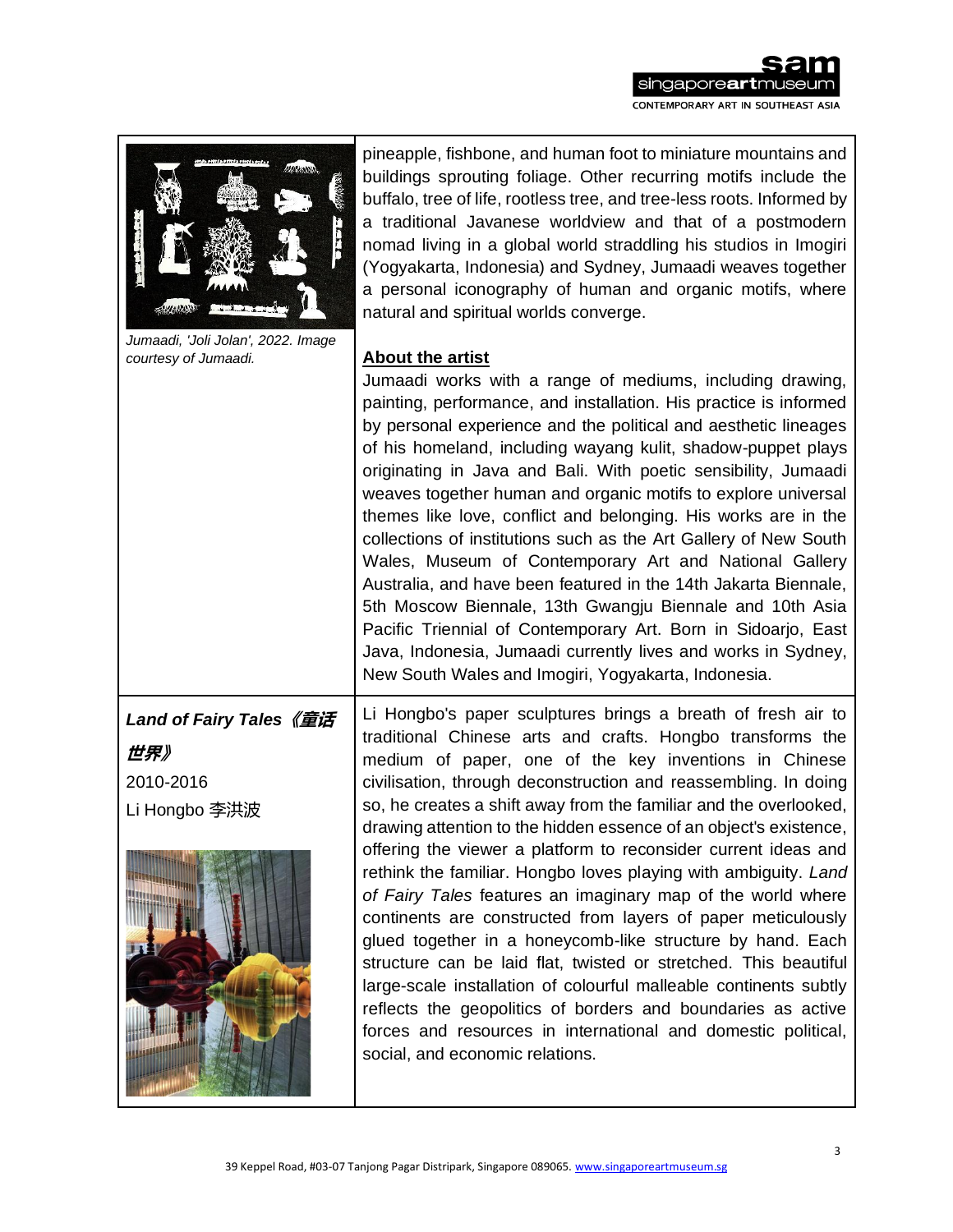Jumaadi, 'Joli Jolan', 2022. Image courtesy of Jumaadi.

pineapple, fishbone, and human foot to miniature mountains and buildings sprouting foliage. Other recurring motifs include the buffalo, tree of life, rootless tree, and tree-less roots. Informed by a traditional Javanese worldview and that of a postmodern nomad living in a global world straddling his studios in Imogiri (Yogyakarta, Indonesia) and Sydney, Jumaadi weaves together a personal iconography of human and organic motifs, where natural and spiritual worlds converge.

**About the artist**

Jumaadi works with a range of mediums, including drawing, painting, performance, and installation. His practice is informed by personal experience and the political and aesthetic lineages of his homeland, including wayang kulit, shadow-puppet plays originating in Java and Bali. With poetic sensibility, Jumaadi weaves together human and organic motifs to explore universal themes like love, conflict and belonging. His works are in the collections of institutions such as the Art Gallery of New South Wales, Museum of Contemporary Art and National Gallery Australia, and have been featured in the 14th Jakarta Biennale, 5th Moscow Biennale, 13th Gwangju Biennale and 10th Asia Pacific Triennial of Contemporary Art. Born in Sidoarjo, East Java, Indonesia, Jumaadi currently lives and works in Sydney, New South Wales and Imogiri, Yogyakarta, Indonesia.

***Land of Fairy Tales《童话世界》***

2010-2016

Li Hongbo 李洪波

Li Hongbo's paper sculptures brings a breath of fresh air to traditional Chinese arts and crafts. Hongbo transforms the medium of paper, one of the key inventions in Chinese civilisation, through deconstruction and reassembling. In doing so, he creates a shift away from the familiar and the overlooked, drawing attention to the hidden essence of an object's existence, offering the viewer a platform to reconsider current ideas and rethink the familiar. Hongbo loves playing with ambiguity. *Land of Fairy Tales* features an imaginary map of the world where continents are constructed from layers of paper meticulously glued together in a honeycomb-like structure by hand. Each structure can be laid flat, twisted or stretched. This beautiful large-scale installation of colourful malleable continents subtly reflects the geopolitics of borders and boundaries as active forces and resources in international and domestic political, social, and economic relations.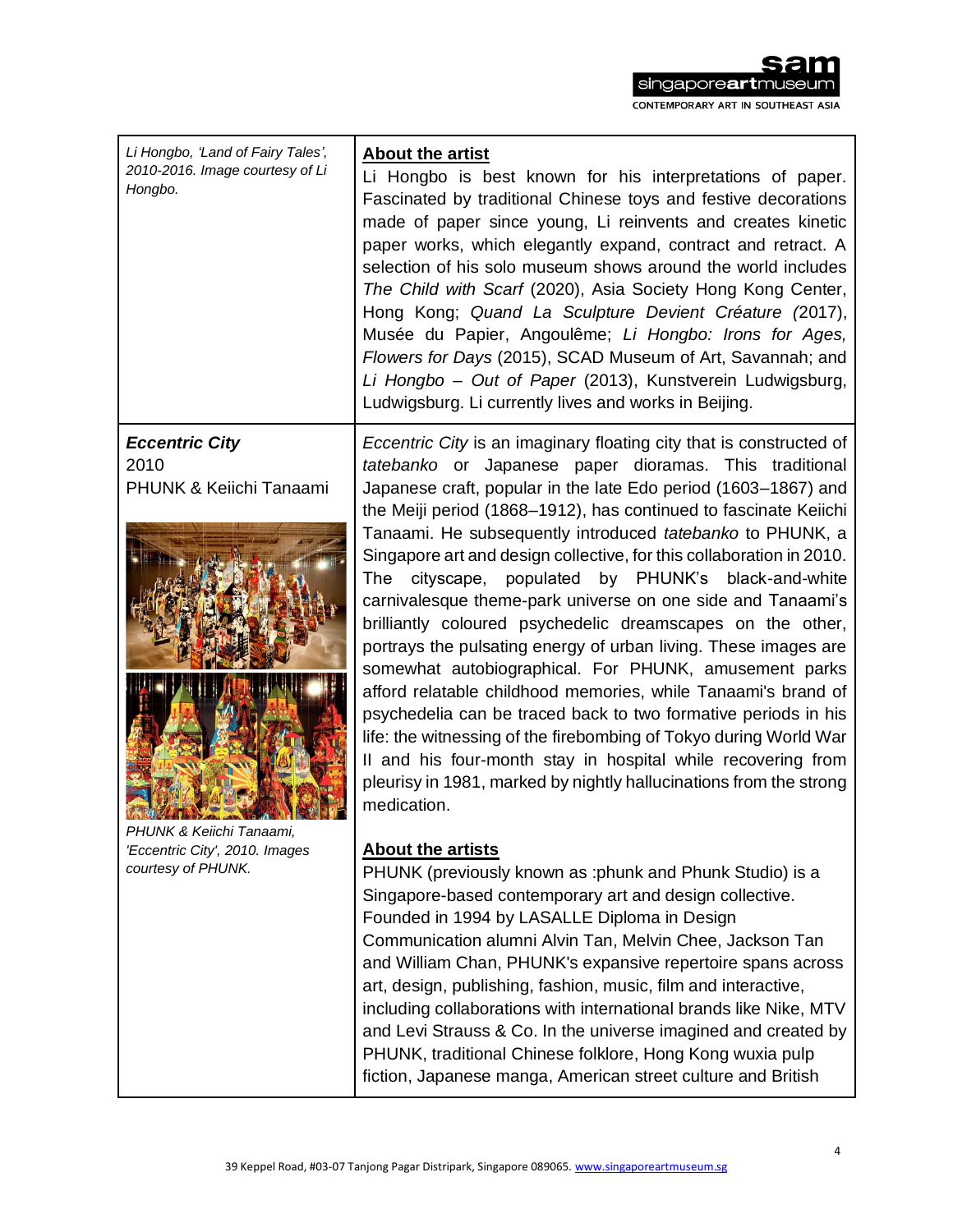| | |
|---|---|
| *Li Hongbo, 'Land of Fairy Tales', 2010-2016. Image courtesy of Li Hongbo.* | **About the artist**<br>Li Hongbo is best known for his interpretations of paper. Fascinated by traditional Chinese toys and festive decorations made of paper since young, Li reinvents and creates kinetic paper works, which elegantly expand, contract and retract. A selection of his solo museum shows around the world includes *The Child with Scarf* (2020), Asia Society Hong Kong Center, Hong Kong; *Quand La Sculpture Devient Créature (*2017), Musée du Papier, Angoulême; *Li Hongbo: Irons for Ages, Flowers for Days* (2015), SCAD Museum of Art, Savannah; and *Li Hongbo – Out of Paper* (2013), Kunstverein Ludwigsburg, Ludwigsburg. Li currently lives and works in Beijing. |
| ***Eccentric City***<br>2010<br>PHUNK & Keiichi Tanaami<br><br>*PHUNK & Keiichi Tanaami, 'Eccentric City', 2010. Images courtesy of PHUNK.* | *Eccentric City* is an imaginary floating city that is constructed of *tatebanko* or Japanese paper dioramas. This traditional Japanese craft, popular in the late Edo period (1603–1867) and the Meiji period (1868–1912), has continued to fascinate Keiichi Tanaami. He subsequently introduced *tatebanko* to PHUNK, a Singapore art and design collective, for this collaboration in 2010. The cityscape, populated by PHUNK's black-and-white carnivalesque theme-park universe on one side and Tanaami's brilliantly coloured psychedelic dreamscapes on the other, portrays the pulsating energy of urban living. These images are somewhat autobiographical. For PHUNK, amusement parks afford relatable childhood memories, while Tanaami's brand of psychedelia can be traced back to two formative periods in his life: the witnessing of the firebombing of Tokyo during World War II and his four-month stay in hospital while recovering from pleurisy in 1981, marked by nightly hallucinations from the strong medication.<br><br>**About the artists**<br>PHUNK (previously known as :phunk and Phunk Studio) is a Singapore-based contemporary art and design collective. Founded in 1994 by LASALLE Diploma in Design Communication alumni Alvin Tan, Melvin Chee, Jackson Tan and William Chan, PHUNK's expansive repertoire spans across art, design, publishing, fashion, music, film and interactive, including collaborations with international brands like Nike, MTV and Levi Strauss & Co. In the universe imagined and created by PHUNK, traditional Chinese folklore, Hong Kong wuxia pulp fiction, Japanese manga, American street culture and British |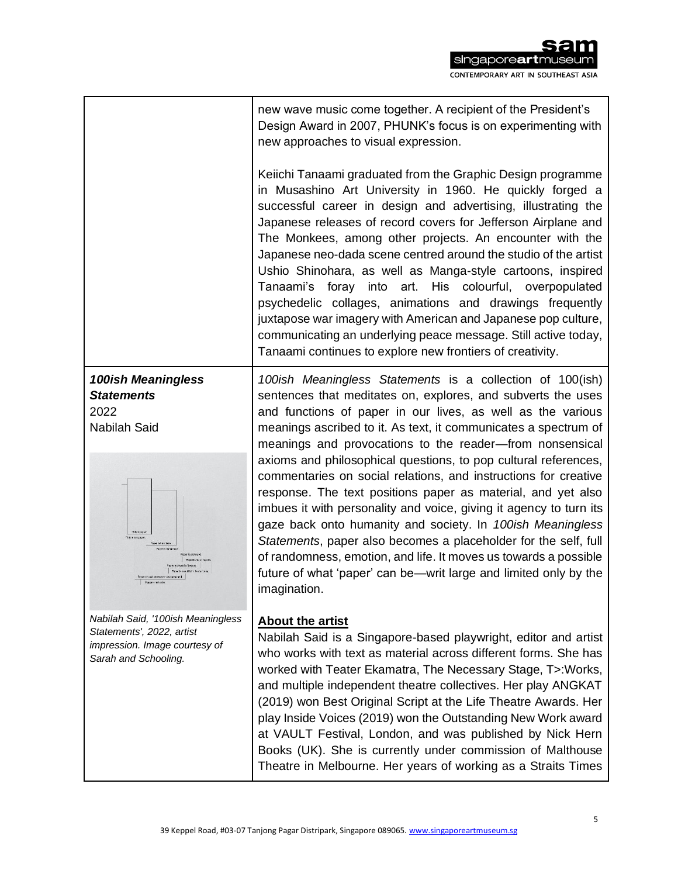| | |
|---|---|
| | new wave music come together. A recipient of the President's Design Award in 2007, PHUNK's focus is on experimenting with new approaches to visual expression.<br><br>Keiichi Tanaami graduated from the Graphic Design programme in Musashino Art University in 1960. He quickly forged a successful career in design and advertising, illustrating the Japanese releases of record covers for Jefferson Airplane and The Monkees, among other projects. An encounter with the Japanese neo-dada scene centred around the studio of the artist Ushio Shinohara, as well as Manga-style cartoons, inspired Tanaami's foray into art. His colourful, overpopulated psychedelic collages, animations and drawings frequently juxtapose war imagery with American and Japanese pop culture, communicating an underlying peace message. Still active today, Tanaami continues to explore new frontiers of creativity. |
| ***100ish Meaningless Statements***<br>2022<br>Nabilah Said<br><br>*Nabilah Said, '100ish Meaningless Statements', 2022, artist impression. Image courtesy of Sarah and Schooling.* | *100ish Meaningless Statements* is a collection of 100(ish) sentences that meditates on, explores, and subverts the uses and functions of paper in our lives, as well as the various meanings ascribed to it. As text, it communicates a spectrum of meanings and provocations to the reader—from nonsensical axioms and philosophical questions, to pop cultural references, commentaries on social relations, and instructions for creative response. The text positions paper as material, and yet also imbues it with personality and voice, giving it agency to turn its gaze back onto humanity and society. In *100ish Meaningless Statements*, paper also becomes a placeholder for the self, full of randomness, emotion, and life. It moves us towards a possible future of what 'paper' can be—writ large and limited only by the imagination.<br><br>**About the artist**<br>Nabilah Said is a Singapore-based playwright, editor and artist who works with text as material across different forms. She has worked with Teater Ekamatra, The Necessary Stage, T>:Works, and multiple independent theatre collectives. Her play ANGKAT (2019) won Best Original Script at the Life Theatre Awards. Her play Inside Voices (2019) won the Outstanding New Work award at VAULT Festival, London, and was published by Nick Hern Books (UK). She is currently under commission of Malthouse Theatre in Melbourne. Her years of working as a Straits Times |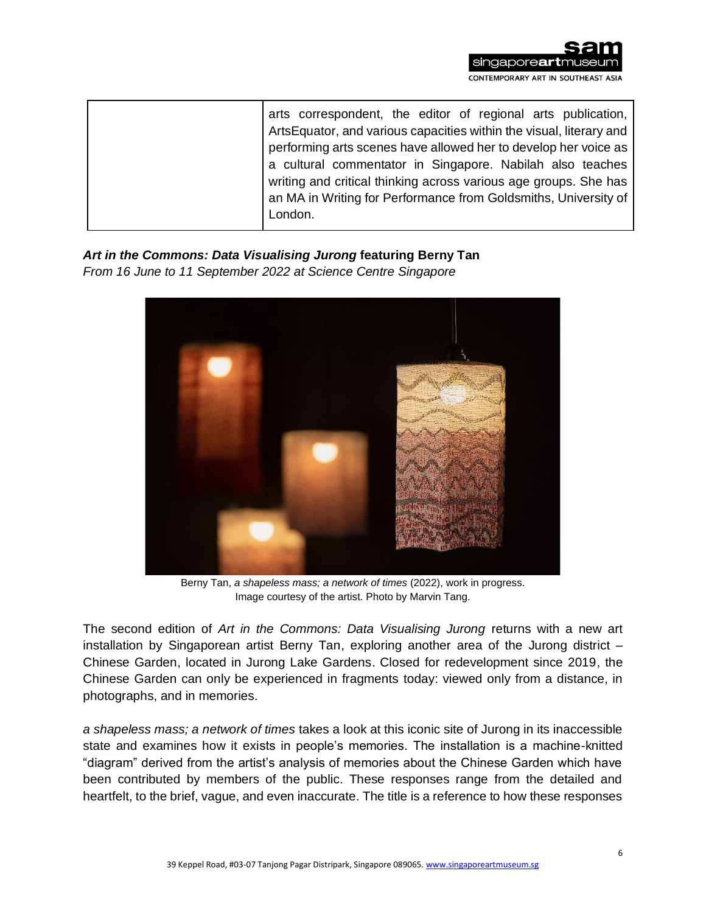| | arts correspondent, the editor of regional arts publication, ArtsEquator, and various capacities within the visual, literary and performing arts scenes have allowed her to develop her voice as a cultural commentator in Singapore. Nabilah also teaches writing and critical thinking across various age groups. She has an MA in Writing for Performance from Goldsmiths, University of London. |
|---|---|

***Art in the Commons: Data Visualising Jurong*** **featuring Berny Tan**
*From 16 June to 11 September 2022 at Science Centre Singapore*

Berny Tan, *a shapeless mass; a network of times* (2022), work in progress.
Image courtesy of the artist. Photo by Marvin Tang.

The second edition of *Art in the Commons: Data Visualising Jurong* returns with a new art installation by Singaporean artist Berny Tan, exploring another area of the Jurong district – Chinese Garden, located in Jurong Lake Gardens. Closed for redevelopment since 2019, the Chinese Garden can only be experienced in fragments today: viewed only from a distance, in photographs, and in memories.

*a shapeless mass; a network of times* takes a look at this iconic site of Jurong in its inaccessible state and examines how it exists in people's memories. The installation is a machine-knitted "diagram" derived from the artist's analysis of memories about the Chinese Garden which have been contributed by members of the public. These responses range from the detailed and heartfelt, to the brief, vague, and even inaccurate. The title is a reference to how these responses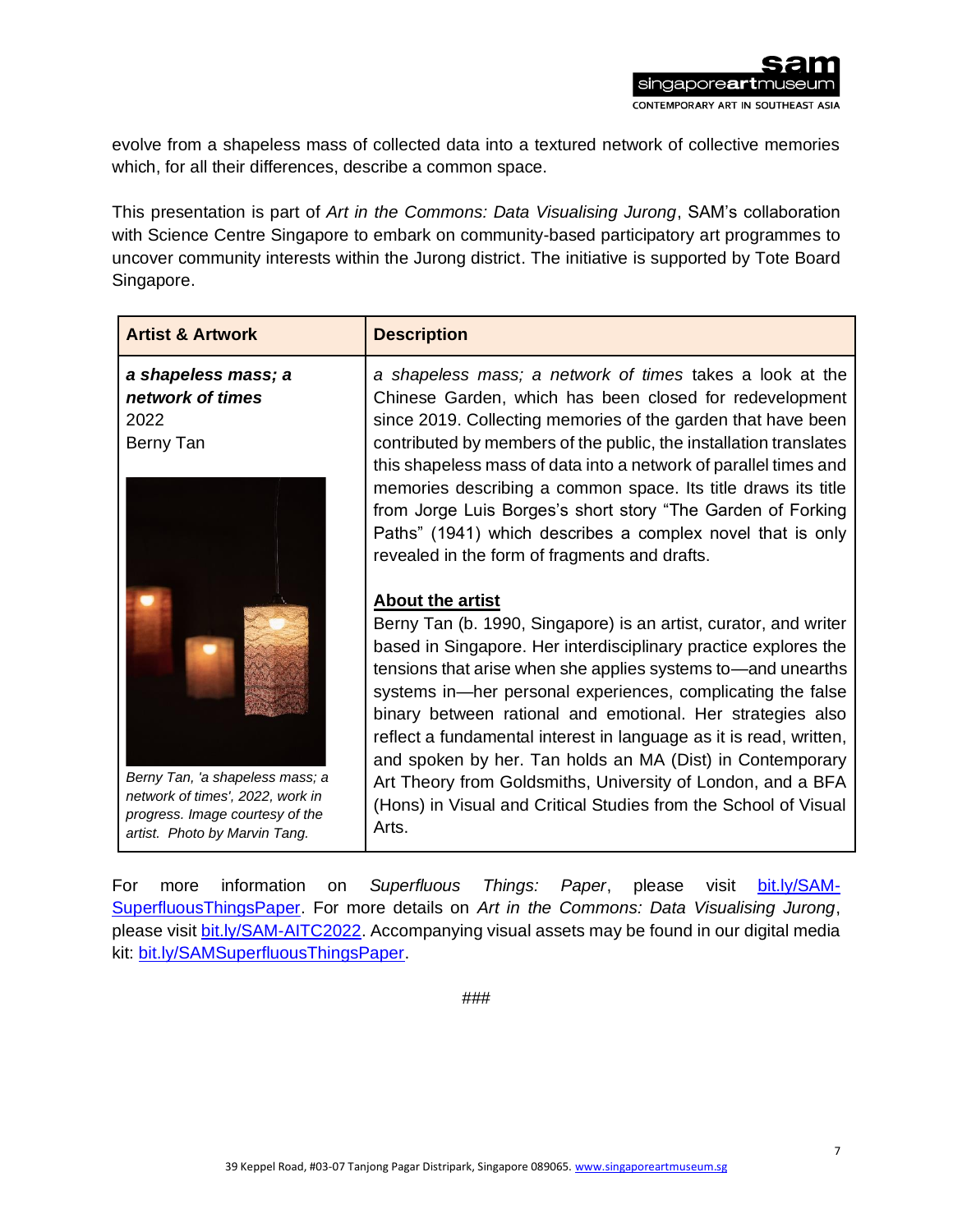evolve from a shapeless mass of collected data into a textured network of collective memories which, for all their differences, describe a common space.

This presentation is part of *Art in the Commons: Data Visualising Jurong*, SAM's collaboration with Science Centre Singapore to embark on community-based participatory art programmes to uncover community interests within the Jurong district. The initiative is supported by Tote Board Singapore.

| Artist & Artwork | Description |
|---|---|
| ***a shapeless mass; a network of times***<br>2022<br>Berny Tan<br><br>*Berny Tan, 'a shapeless mass; a network of times', 2022, work in progress. Image courtesy of the artist. Photo by Marvin Tang.* | *a shapeless mass; a network of times* takes a look at the Chinese Garden, which has been closed for redevelopment since 2019. Collecting memories of the garden that have been contributed by members of the public, the installation translates this shapeless mass of data into a network of parallel times and memories describing a common space. Its title draws its title from Jorge Luis Borges's short story "The Garden of Forking Paths" (1941) which describes a complex novel that is only revealed in the form of fragments and drafts.<br><br>**About the artist**<br>Berny Tan (b. 1990, Singapore) is an artist, curator, and writer based in Singapore. Her interdisciplinary practice explores the tensions that arise when she applies systems to—and unearths systems in—her personal experiences, complicating the false binary between rational and emotional. Her strategies also reflect a fundamental interest in language as it is read, written, and spoken by her. Tan holds an MA (Dist) in Contemporary Art Theory from Goldsmiths, University of London, and a BFA (Hons) in Visual and Critical Studies from the School of Visual Arts. |

For more information on *Superfluous Things: Paper*, please visit bit.ly/SAM-SuperfluousThingsPaper. For more details on *Art in the Commons: Data Visualising Jurong*, please visit bit.ly/SAM-AITC2022. Accompanying visual assets may be found in our digital media kit: bit.ly/SAMSuperfluousThingsPaper.

###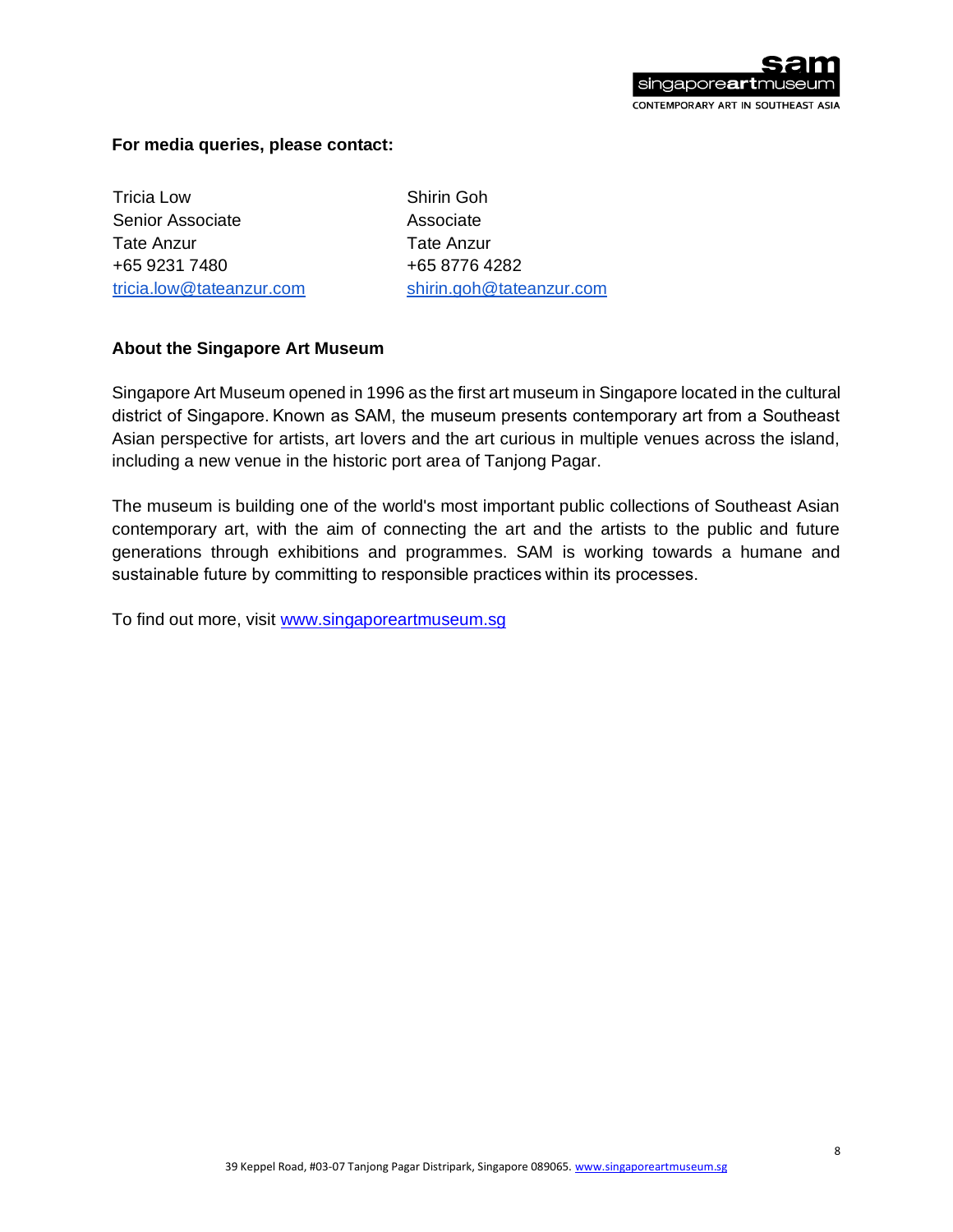**For media queries, please contact:**

Tricia Low
Senior Associate
Tate Anzur
+65 9231 7480
tricia.low@tateanzur.com

Shirin Goh
Associate
Tate Anzur
+65 8776 4282
shirin.goh@tateanzur.com

**About the Singapore Art Museum**

Singapore Art Museum opened in 1996 as the first art museum in Singapore located in the cultural district of Singapore. Known as SAM, the museum presents contemporary art from a Southeast Asian perspective for artists, art lovers and the art curious in multiple venues across the island, including a new venue in the historic port area of Tanjong Pagar.

The museum is building one of the world's most important public collections of Southeast Asian contemporary art, with the aim of connecting the art and the artists to the public and future generations through exhibitions and programmes. SAM is working towards a humane and sustainable future by committing to responsible practices within its processes.

To find out more, visit www.singaporeartmuseum.sg